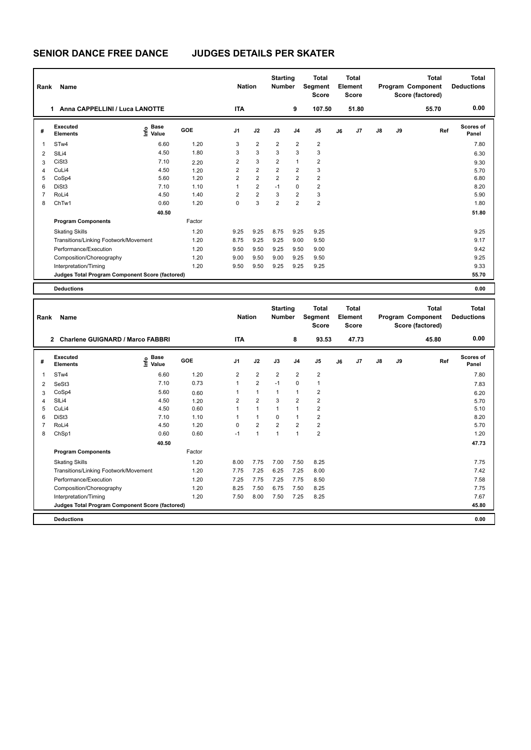# SENIOR DANCE FREE DANCE JUDGES DETAILS PER SKATER

| Rank | Name | Nation | Starting Number | Total Segment Score | Total Element Score | Total Program Component Score (factored) | Total Deductions |
|---|---|---|---|---|---|---|---|
| 1 | Anna CAPPELLINI / Luca LANOTTE | ITA | 9 | 107.50 | 51.80 | 55.70 | 0.00 |

| # | Executed Elements | Info | Base Value | GOE | J1 | J2 | J3 | J4 | J5 | J6 | J7 | J8 | J9 | Ref | Scores of Panel |
|---|---|---|---|---|---|---|---|---|---|---|---|---|---|---|---|
| 1 | STw4 | | 6.60 | 1.20 | 3 | 2 | 2 | 2 | 2 | | | | | | 7.80 |
| 2 | SlLi4 | | 4.50 | 1.80 | 3 | 3 | 3 | 3 | 3 | | | | | | 6.30 |
| 3 | CiSt3 | | 7.10 | 2.20 | 2 | 3 | 2 | 1 | 2 | | | | | | 9.30 |
| 4 | CuLi4 | | 4.50 | 1.20 | 2 | 2 | 2 | 2 | 3 | | | | | | 5.70 |
| 5 | CoSp4 | | 5.60 | 1.20 | 2 | 2 | 2 | 2 | 2 | | | | | | 6.80 |
| 6 | DiSt3 | | 7.10 | 1.10 | 1 | 2 | -1 | 0 | 2 | | | | | | 8.20 |
| 7 | RoLi4 | | 4.50 | 1.40 | 2 | 2 | 3 | 2 | 3 | | | | | | 5.90 |
| 8 | ChTw1 | | 0.60 | 1.20 | 0 | 3 | 2 | 2 | 2 | | | | | | 1.80 |
| | | | 40.50 | | | | | | | | | | | | 51.80 |
| | **Program Components** | | | Factor | | | | | | | | | | | |
| | Skating Skills | | | 1.20 | 9.25 | 9.25 | 8.75 | 9.25 | 9.25 | | | | | | 9.25 |
| | Transitions/Linking Footwork/Movement | | | 1.20 | 8.75 | 9.25 | 9.25 | 9.00 | 9.50 | | | | | | 9.17 |
| | Performance/Execution | | | 1.20 | 9.50 | 9.50 | 9.25 | 9.50 | 9.00 | | | | | | 9.42 |
| | Composition/Choreography | | | 1.20 | 9.00 | 9.50 | 9.00 | 9.25 | 9.50 | | | | | | 9.25 |
| | Interpretation/Timing | | | 1.20 | 9.50 | 9.50 | 9.25 | 9.25 | 9.25 | | | | | | 9.33 |
| | **Judges Total Program Component Score (factored)** | | | | | | | | | | | | | | **55.70** |
| | **Deductions** | | | | | | | | | | | | | | **0.00** |

| Rank | Name | Nation | Starting Number | Total Segment Score | Total Element Score | Total Program Component Score (factored) | Total Deductions |
|---|---|---|---|---|---|---|---|
| 2 | Charlene GUIGNARD / Marco FABBRI | ITA | 8 | 93.53 | 47.73 | 45.80 | 0.00 |

| # | Executed Elements | Info | Base Value | GOE | J1 | J2 | J3 | J4 | J5 | J6 | J7 | J8 | J9 | Ref | Scores of Panel |
|---|---|---|---|---|---|---|---|---|---|---|---|---|---|---|---|
| 1 | STw4 | | 6.60 | 1.20 | 2 | 2 | 2 | 2 | 2 | | | | | | 7.80 |
| 2 | SeSt3 | | 7.10 | 0.73 | 1 | 2 | -1 | 0 | 1 | | | | | | 7.83 |
| 3 | CoSp4 | | 5.60 | 0.60 | 1 | 1 | 1 | 1 | 2 | | | | | | 6.20 |
| 4 | SlLi4 | | 4.50 | 1.20 | 2 | 2 | 3 | 2 | 2 | | | | | | 5.70 |
| 5 | CuLi4 | | 4.50 | 0.60 | 1 | 1 | 1 | 1 | 2 | | | | | | 5.10 |
| 6 | DiSt3 | | 7.10 | 1.10 | 1 | 1 | 0 | 1 | 2 | | | | | | 8.20 |
| 7 | RoLi4 | | 4.50 | 1.20 | 0 | 2 | 2 | 2 | 2 | | | | | | 5.70 |
| 8 | ChSp1 | | 0.60 | 0.60 | -1 | 1 | 1 | 1 | 2 | | | | | | 1.20 |
| | | | 40.50 | | | | | | | | | | | | 47.73 |
| | **Program Components** | | | Factor | | | | | | | | | | | |
| | Skating Skills | | | 1.20 | 8.00 | 7.75 | 7.00 | 7.50 | 8.25 | | | | | | 7.75 |
| | Transitions/Linking Footwork/Movement | | | 1.20 | 7.75 | 7.25 | 6.25 | 7.25 | 8.00 | | | | | | 7.42 |
| | Performance/Execution | | | 1.20 | 7.25 | 7.75 | 7.25 | 7.75 | 8.50 | | | | | | 7.58 |
| | Composition/Choreography | | | 1.20 | 8.25 | 7.50 | 6.75 | 7.50 | 8.25 | | | | | | 7.75 |
| | Interpretation/Timing | | | 1.20 | 7.50 | 8.00 | 7.50 | 7.25 | 8.25 | | | | | | 7.67 |
| | **Judges Total Program Component Score (factored)** | | | | | | | | | | | | | | **45.80** |
| | **Deductions** | | | | | | | | | | | | | | **0.00** |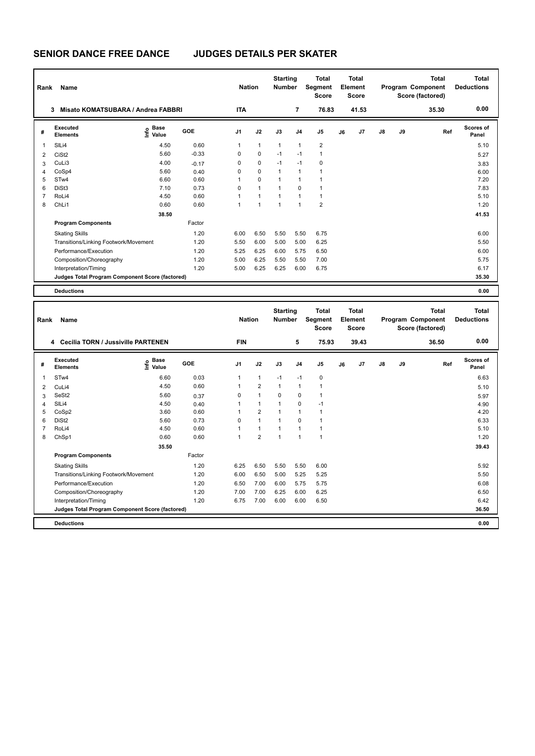# SENIOR DANCE FREE DANCE JUDGES DETAILS PER SKATER

| Rank | Name | Nation | Starting Number | Total Segment Score | Total Element Score | Total Program Component Score (factored) | Total Deductions |
|---|---|---|---|---|---|---|---|
| 3 | Misato KOMATSUBARA / Andrea FABBRI | ITA | 7 | 76.83 | 41.53 | 35.30 | 0.00 |

| # | Executed Elements | Info | Base Value | GOE | J1 | J2 | J3 | J4 | J5 | J6 | J7 | J8 | J9 | Ref | Scores of Panel |
|---|---|---|---|---|---|---|---|---|---|---|---|---|---|---|---|
| 1 | SlLi4 | | 4.50 | 0.60 | 1 | 1 | 1 | 1 | 2 | | | | | | 5.10 |
| 2 | CiSt2 | | 5.60 | -0.33 | 0 | 0 | -1 | -1 | 1 | | | | | | 5.27 |
| 3 | CuLi3 | | 4.00 | -0.17 | 0 | 0 | -1 | -1 | 0 | | | | | | 3.83 |
| 4 | CoSp4 | | 5.60 | 0.40 | 0 | 0 | 1 | 1 | 1 | | | | | | 6.00 |
| 5 | STw4 | | 6.60 | 0.60 | 1 | 0 | 1 | 1 | 1 | | | | | | 7.20 |
| 6 | DiSt3 | | 7.10 | 0.73 | 0 | 1 | 1 | 0 | 1 | | | | | | 7.83 |
| 7 | RoLi4 | | 4.50 | 0.60 | 1 | 1 | 1 | 1 | 1 | | | | | | 5.10 |
| 8 | ChLi1 | | 0.60 | 0.60 | 1 | 1 | 1 | 1 | 2 | | | | | | 1.20 |
| | | | 38.50 | | | | | | | | | | | | 41.53 |
| | **Program Components** | | | Factor | | | | | | | | | | | |
| | Skating Skills | | | 1.20 | 6.00 | 6.50 | 5.50 | 5.50 | 6.75 | | | | | | 6.00 |
| | Transitions/Linking Footwork/Movement | | | 1.20 | 5.50 | 6.00 | 5.00 | 5.00 | 6.25 | | | | | | 5.50 |
| | Performance/Execution | | | 1.20 | 5.25 | 6.25 | 6.00 | 5.75 | 6.50 | | | | | | 6.00 |
| | Composition/Choreography | | | 1.20 | 5.00 | 6.25 | 5.50 | 5.50 | 7.00 | | | | | | 5.75 |
| | Interpretation/Timing | | | 1.20 | 5.00 | 6.25 | 6.25 | 6.00 | 6.75 | | | | | | 6.17 |
| | **Judges Total Program Component Score (factored)** | | | | | | | | | | | | | | 35.30 |
| | **Deductions** | | | | | | | | | | | | | | 0.00 |

| Rank | Name | Nation | Starting Number | Total Segment Score | Total Element Score | Total Program Component Score (factored) | Total Deductions |
|---|---|---|---|---|---|---|---|
| 4 | Cecilia TORN / Jussiville PARTENEN | FIN | 5 | 75.93 | 39.43 | 36.50 | 0.00 |

| # | Executed Elements | Info | Base Value | GOE | J1 | J2 | J3 | J4 | J5 | J6 | J7 | J8 | J9 | Ref | Scores of Panel |
|---|---|---|---|---|---|---|---|---|---|---|---|---|---|---|---|
| 1 | STw4 | | 6.60 | 0.03 | 1 | 1 | -1 | -1 | 0 | | | | | | 6.63 |
| 2 | CuLi4 | | 4.50 | 0.60 | 1 | 2 | 1 | 1 | 1 | | | | | | 5.10 |
| 3 | SeSt2 | | 5.60 | 0.37 | 0 | 1 | 0 | 0 | 1 | | | | | | 5.97 |
| 4 | SlLi4 | | 4.50 | 0.40 | 1 | 1 | 1 | 0 | -1 | | | | | | 4.90 |
| 5 | CoSp2 | | 3.60 | 0.60 | 1 | 2 | 1 | 1 | 1 | | | | | | 4.20 |
| 6 | DiSt2 | | 5.60 | 0.73 | 0 | 1 | 1 | 0 | 1 | | | | | | 6.33 |
| 7 | RoLi4 | | 4.50 | 0.60 | 1 | 1 | 1 | 1 | 1 | | | | | | 5.10 |
| 8 | ChSp1 | | 0.60 | 0.60 | 1 | 2 | 1 | 1 | 1 | | | | | | 1.20 |
| | | | 35.50 | | | | | | | | | | | | 39.43 |
| | **Program Components** | | | Factor | | | | | | | | | | | |
| | Skating Skills | | | 1.20 | 6.25 | 6.50 | 5.50 | 5.50 | 6.00 | | | | | | 5.92 |
| | Transitions/Linking Footwork/Movement | | | 1.20 | 6.00 | 6.50 | 5.00 | 5.25 | 5.25 | | | | | | 5.50 |
| | Performance/Execution | | | 1.20 | 6.50 | 7.00 | 6.00 | 5.75 | 5.75 | | | | | | 6.08 |
| | Composition/Choreography | | | 1.20 | 7.00 | 7.00 | 6.25 | 6.00 | 6.25 | | | | | | 6.50 |
| | Interpretation/Timing | | | 1.20 | 6.75 | 7.00 | 6.00 | 6.00 | 6.50 | | | | | | 6.42 |
| | **Judges Total Program Component Score (factored)** | | | | | | | | | | | | | | 36.50 |
| | **Deductions** | | | | | | | | | | | | | | 0.00 |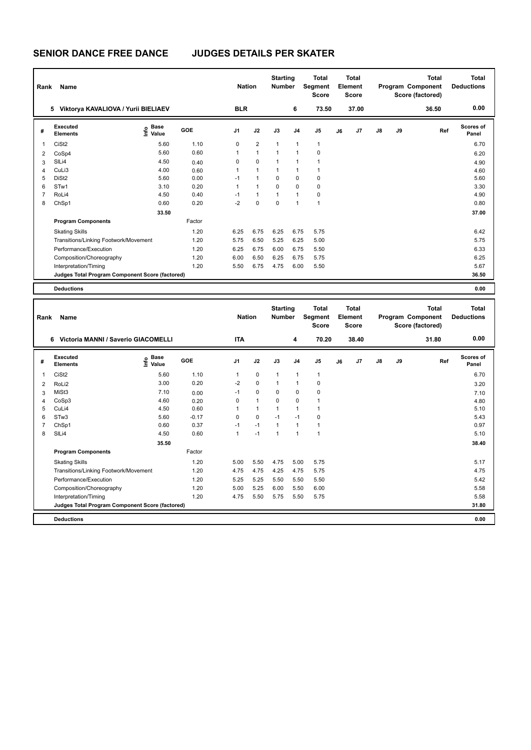# SENIOR DANCE FREE DANCE JUDGES DETAILS PER SKATER

| Rank | Name | Nation | Starting Number | Total Segment Score | Total Element Score | Total Program Component Score (factored) | Total Deductions |
|---|---|---|---|---|---|---|---|
| 5 | Viktorya KAVALIOVA / Yurii BIELIAEV | BLR | 6 | 73.50 | 37.00 | 36.50 | 0.00 |

| # | Executed Elements | Info | Base Value | GOE | J1 | J2 | J3 | J4 | J5 | J6 | J7 | J8 | J9 | Ref | Scores of Panel |
|---|---|---|---|---|---|---|---|---|---|---|---|---|---|---|---|
| 1 | CiSt2 | | 5.60 | 1.10 | 0 | 2 | 1 | 1 | 1 | | | | | | 6.70 |
| 2 | CoSp4 | | 5.60 | 0.60 | 1 | 1 | 1 | 1 | 0 | | | | | | 6.20 |
| 3 | SlLi4 | | 4.50 | 0.40 | 0 | 0 | 1 | 1 | 1 | | | | | | 4.90 |
| 4 | CuLi3 | | 4.00 | 0.60 | 1 | 1 | 1 | 1 | 1 | | | | | | 4.60 |
| 5 | DiSt2 | | 5.60 | 0.00 | -1 | 1 | 0 | 0 | 0 | | | | | | 5.60 |
| 6 | STw1 | | 3.10 | 0.20 | 1 | 1 | 0 | 0 | 0 | | | | | | 3.30 |
| 7 | RoLi4 | | 4.50 | 0.40 | -1 | 1 | 1 | 1 | 0 | | | | | | 4.90 |
| 8 | ChSp1 | | 0.60 | 0.20 | -2 | 0 | 0 | 1 | 1 | | | | | | 0.80 |
| | | | 33.50 | | | | | | | | | | | | 37.00 |
| | **Program Components** | | | Factor | | | | | | | | | | | |
| | Skating Skills | | | 1.20 | 6.25 | 6.75 | 6.25 | 6.75 | 5.75 | | | | | | 6.42 |
| | Transitions/Linking Footwork/Movement | | | 1.20 | 5.75 | 6.50 | 5.25 | 6.25 | 5.00 | | | | | | 5.75 |
| | Performance/Execution | | | 1.20 | 6.25 | 6.75 | 6.00 | 6.75 | 5.50 | | | | | | 6.33 |
| | Composition/Choreography | | | 1.20 | 6.00 | 6.50 | 6.25 | 6.75 | 5.75 | | | | | | 6.25 |
| | Interpretation/Timing | | | 1.20 | 5.50 | 6.75 | 4.75 | 6.00 | 5.50 | | | | | | 5.67 |
| | **Judges Total Program Component Score (factored)** | | | | | | | | | | | | | | 36.50 |
| | **Deductions** | | | | | | | | | | | | | | 0.00 |

| Rank | Name | Nation | Starting Number | Total Segment Score | Total Element Score | Total Program Component Score (factored) | Total Deductions |
|---|---|---|---|---|---|---|---|
| 6 | Victoria MANNI / Saverio GIACOMELLI | ITA | 4 | 70.20 | 38.40 | 31.80 | 0.00 |

| # | Executed Elements | Info | Base Value | GOE | J1 | J2 | J3 | J4 | J5 | J6 | J7 | J8 | J9 | Ref | Scores of Panel |
|---|---|---|---|---|---|---|---|---|---|---|---|---|---|---|---|
| 1 | CiSt2 | | 5.60 | 1.10 | 1 | 0 | 1 | 1 | 1 | | | | | | 6.70 |
| 2 | RoLi2 | | 3.00 | 0.20 | -2 | 0 | 1 | 1 | 0 | | | | | | 3.20 |
| 3 | MiSt3 | | 7.10 | 0.00 | -1 | 0 | 0 | 0 | 0 | | | | | | 7.10 |
| 4 | CoSp3 | | 4.60 | 0.20 | 0 | 1 | 0 | 0 | 1 | | | | | | 4.80 |
| 5 | CuLi4 | | 4.50 | 0.60 | 1 | 1 | 1 | 1 | 1 | | | | | | 5.10 |
| 6 | STw3 | | 5.60 | -0.17 | 0 | 0 | -1 | -1 | 0 | | | | | | 5.43 |
| 7 | ChSp1 | | 0.60 | 0.37 | -1 | -1 | 1 | 1 | 1 | | | | | | 0.97 |
| 8 | SlLi4 | | 4.50 | 0.60 | 1 | -1 | 1 | 1 | 1 | | | | | | 5.10 |
| | | | 35.50 | | | | | | | | | | | | 38.40 |
| | **Program Components** | | | Factor | | | | | | | | | | | |
| | Skating Skills | | | 1.20 | 5.00 | 5.50 | 4.75 | 5.00 | 5.75 | | | | | | 5.17 |
| | Transitions/Linking Footwork/Movement | | | 1.20 | 4.75 | 4.75 | 4.25 | 4.75 | 5.75 | | | | | | 4.75 |
| | Performance/Execution | | | 1.20 | 5.25 | 5.25 | 5.50 | 5.50 | 5.50 | | | | | | 5.42 |
| | Composition/Choreography | | | 1.20 | 5.00 | 5.25 | 6.00 | 5.50 | 6.00 | | | | | | 5.58 |
| | Interpretation/Timing | | | 1.20 | 4.75 | 5.50 | 5.75 | 5.50 | 5.75 | | | | | | 5.58 |
| | **Judges Total Program Component Score (factored)** | | | | | | | | | | | | | | 31.80 |
| | **Deductions** | | | | | | | | | | | | | | 0.00 |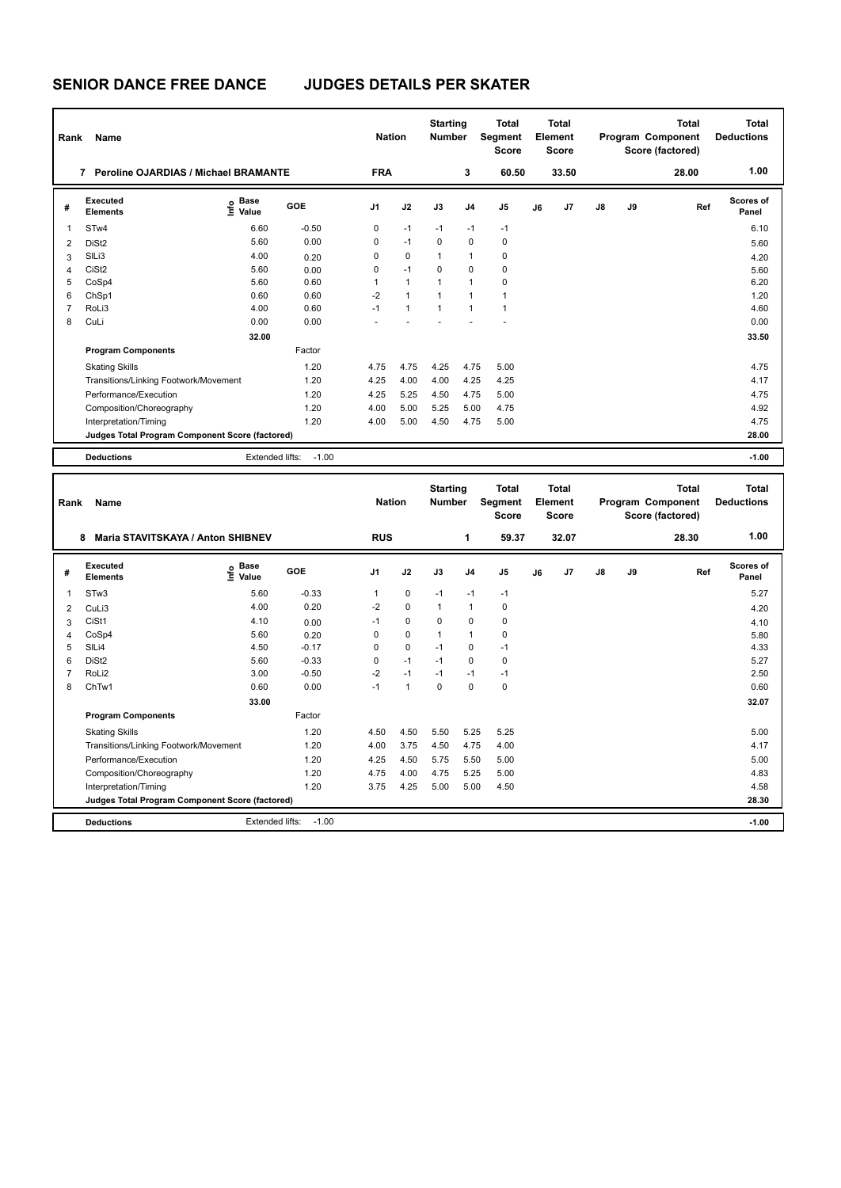# SENIOR DANCE FREE DANCE JUDGES DETAILS PER SKATER

| Rank | Name | Nation | Starting Number | Total Segment Score | Total Element Score | Total Program Component Score (factored) | Total Deductions |
|---|---|---|---|---|---|---|---|
| 7 | Peroline OJARDIAS / Michael BRAMANTE | FRA | 3 | 60.50 | 33.50 | 28.00 | 1.00 |

| # | Executed Elements | Info | Base Value | GOE | J1 | J2 | J3 | J4 | J5 | J6 | J7 | J8 | J9 | Ref | Scores of Panel |
|---|---|---|---|---|---|---|---|---|---|---|---|---|---|---|---|
| 1 | STw4 | | 6.60 | -0.50 | 0 | -1 | -1 | -1 | -1 | | | | | | 6.10 |
| 2 | DiSt2 | | 5.60 | 0.00 | 0 | -1 | 0 | 0 | 0 | | | | | | 5.60 |
| 3 | SlLi3 | | 4.00 | 0.20 | 0 | 0 | 1 | 1 | 0 | | | | | | 4.20 |
| 4 | CiSt2 | | 5.60 | 0.00 | 0 | -1 | 0 | 0 | 0 | | | | | | 5.60 |
| 5 | CoSp4 | | 5.60 | 0.60 | 1 | 1 | 1 | 1 | 0 | | | | | | 6.20 |
| 6 | ChSp1 | | 0.60 | 0.60 | -2 | 1 | 1 | 1 | 1 | | | | | | 1.20 |
| 7 | RoLi3 | | 4.00 | 0.60 | -1 | 1 | 1 | 1 | 1 | | | | | | 4.60 |
| 8 | CuLi | | 0.00 | 0.00 | - | - | - | - | - | | | | | | 0.00 |
| | | | 32.00 | | | | | | | | | | | | 33.50 |
| | **Program Components** | | | Factor | | | | | | | | | | | |
| | Skating Skills | | | 1.20 | 4.75 | 4.75 | 4.25 | 4.75 | 5.00 | | | | | | 4.75 |
| | Transitions/Linking Footwork/Movement | | | 1.20 | 4.25 | 4.00 | 4.00 | 4.25 | 4.25 | | | | | | 4.17 |
| | Performance/Execution | | | 1.20 | 4.25 | 5.25 | 4.50 | 4.75 | 5.00 | | | | | | 4.75 |
| | Composition/Choreography | | | 1.20 | 4.00 | 5.00 | 5.25 | 5.00 | 4.75 | | | | | | 4.92 |
| | Interpretation/Timing | | | 1.20 | 4.00 | 5.00 | 4.50 | 4.75 | 5.00 | | | | | | 4.75 |
| | **Judges Total Program Component Score (factored)** | | | | | | | | | | | | | | 28.00 |
| | **Deductions** | | Extended lifts: | -1.00 | | | | | | | | | | | -1.00 |

| Rank | Name | Nation | Starting Number | Total Segment Score | Total Element Score | Total Program Component Score (factored) | Total Deductions |
|---|---|---|---|---|---|---|---|
| 8 | Maria STAVITSKAYA / Anton SHIBNEV | RUS | 1 | 59.37 | 32.07 | 28.30 | 1.00 |

| # | Executed Elements | Info | Base Value | GOE | J1 | J2 | J3 | J4 | J5 | J6 | J7 | J8 | J9 | Ref | Scores of Panel |
|---|---|---|---|---|---|---|---|---|---|---|---|---|---|---|---|
| 1 | STw3 | | 5.60 | -0.33 | 1 | 0 | -1 | -1 | -1 | | | | | | 5.27 |
| 2 | CuLi3 | | 4.00 | 0.20 | -2 | 0 | 1 | 1 | 0 | | | | | | 4.20 |
| 3 | CiSt1 | | 4.10 | 0.00 | -1 | 0 | 0 | 0 | 0 | | | | | | 4.10 |
| 4 | CoSp4 | | 5.60 | 0.20 | 0 | 0 | 1 | 1 | 0 | | | | | | 5.80 |
| 5 | SlLi4 | | 4.50 | -0.17 | 0 | 0 | -1 | 0 | -1 | | | | | | 4.33 |
| 6 | DiSt2 | | 5.60 | -0.33 | 0 | -1 | -1 | 0 | 0 | | | | | | 5.27 |
| 7 | RoLi2 | | 3.00 | -0.50 | -2 | -1 | -1 | -1 | -1 | | | | | | 2.50 |
| 8 | ChTw1 | | 0.60 | 0.00 | -1 | 1 | 0 | 0 | 0 | | | | | | 0.60 |
| | | | 33.00 | | | | | | | | | | | | 32.07 |
| | **Program Components** | | | Factor | | | | | | | | | | | |
| | Skating Skills | | | 1.20 | 4.50 | 4.50 | 5.50 | 5.25 | 5.25 | | | | | | 5.00 |
| | Transitions/Linking Footwork/Movement | | | 1.20 | 4.00 | 3.75 | 4.50 | 4.75 | 4.00 | | | | | | 4.17 |
| | Performance/Execution | | | 1.20 | 4.25 | 4.50 | 5.75 | 5.50 | 5.00 | | | | | | 5.00 |
| | Composition/Choreography | | | 1.20 | 4.75 | 4.00 | 4.75 | 5.25 | 5.00 | | | | | | 4.83 |
| | Interpretation/Timing | | | 1.20 | 3.75 | 4.25 | 5.00 | 5.00 | 4.50 | | | | | | 4.58 |
| | **Judges Total Program Component Score (factored)** | | | | | | | | | | | | | | 28.30 |
| | **Deductions** | | Extended lifts: | -1.00 | | | | | | | | | | | -1.00 |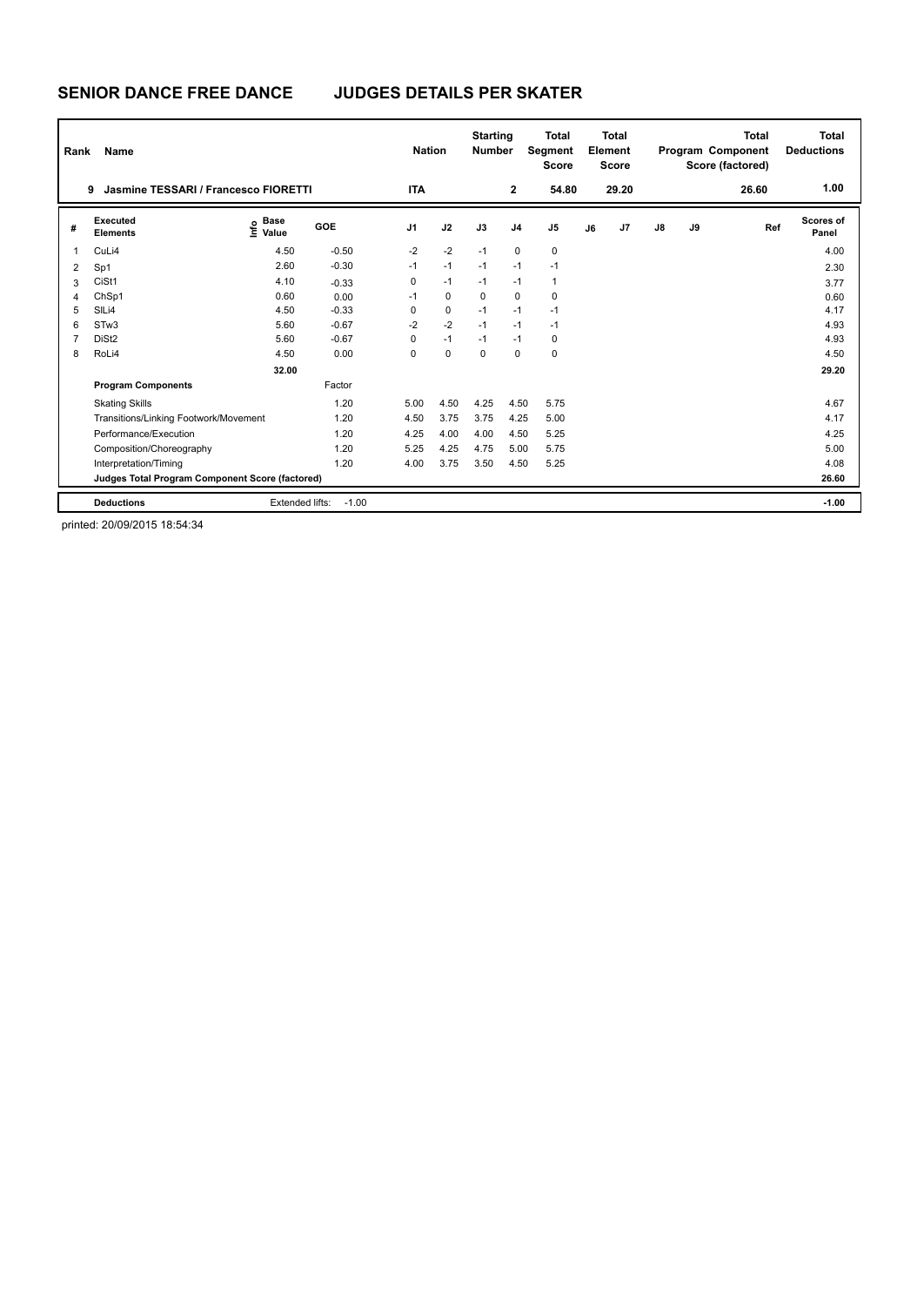# SENIOR DANCE FREE DANCE JUDGES DETAILS PER SKATER

| Rank | Name | Nation | Starting Number | Total Segment Score | Total Element Score | Total Program Component Score (factored) | Total Deductions |
|---|---|---|---|---|---|---|---|
| 9 | Jasmine TESSARI / Francesco FIORETTI | ITA | 2 | 54.80 | 29.20 | 26.60 | 1.00 |

| # | Executed Elements | Info | Base Value | GOE | J1 | J2 | J3 | J4 | J5 | J6 | J7 | J8 | J9 | Ref | Scores of Panel |
|---|---|---|---|---|---|---|---|---|---|---|---|---|---|---|---|
| 1 | CuLi4 | | 4.50 | -0.50 | -2 | -2 | -1 | 0 | 0 | | | | | | 4.00 |
| 2 | Sp1 | | 2.60 | -0.30 | -1 | -1 | -1 | -1 | -1 | | | | | | 2.30 |
| 3 | CiSt1 | | 4.10 | -0.33 | 0 | -1 | -1 | -1 | 1 | | | | | | 3.77 |
| 4 | ChSp1 | | 0.60 | 0.00 | -1 | 0 | 0 | 0 | 0 | | | | | | 0.60 |
| 5 | SlLi4 | | 4.50 | -0.33 | 0 | 0 | -1 | -1 | -1 | | | | | | 4.17 |
| 6 | STw3 | | 5.60 | -0.67 | -2 | -2 | -1 | -1 | -1 | | | | | | 4.93 |
| 7 | DiSt2 | | 5.60 | -0.67 | 0 | -1 | -1 | -1 | 0 | | | | | | 4.93 |
| 8 | RoLi4 | | 4.50 | 0.00 | 0 | 0 | 0 | 0 | 0 | | | | | | 4.50 |
| | | | 32.00 | | | | | | | | | | | | 29.20 |
| | **Program Components** | | | Factor | | | | | | | | | | | |
| | Skating Skills | | | 1.20 | 5.00 | 4.50 | 4.25 | 4.50 | 5.75 | | | | | | 4.67 |
| | Transitions/Linking Footwork/Movement | | | 1.20 | 4.50 | 3.75 | 3.75 | 4.25 | 5.00 | | | | | | 4.17 |
| | Performance/Execution | | | 1.20 | 4.25 | 4.00 | 4.00 | 4.50 | 5.25 | | | | | | 4.25 |
| | Composition/Choreography | | | 1.20 | 5.25 | 4.25 | 4.75 | 5.00 | 5.75 | | | | | | 5.00 |
| | Interpretation/Timing | | | 1.20 | 4.00 | 3.75 | 3.50 | 4.50 | 5.25 | | | | | | 4.08 |
| | **Judges Total Program Component Score (factored)** | | | | | | | | | | | | | | 26.60 |
| | **Deductions** | | Extended lifts: | -1.00 | | | | | | | | | | | -1.00 |

printed: 20/09/2015 18:54:34